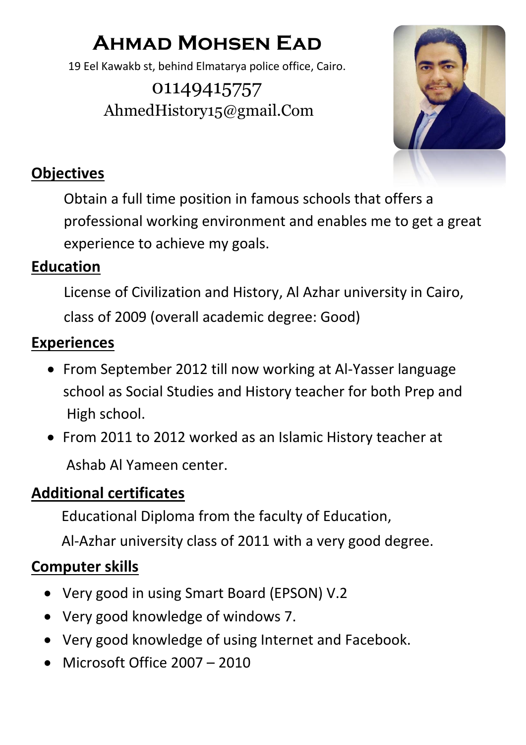# Ahmad Mohsen Ead

19 Eel Kawakb st, behind Elmatarya police office, Cairo.

01149415757

AhmedHistory15@gmail.Com

## Objectives

Obtain a full time position in famous schools that offers a professional working environment and enables me to get a great experience to achieve my goals.

## Education

License of Civilization and History, Al Azhar university in Cairo, class of 2009 (overall academic degree: Good)

## Experiences

- From September 2012 till now working at Al-Yasser language school as Social Studies and History teacher for both Prep and High school.
- From 2011 to 2012 worked as an Islamic History teacher at Ashab Al Yameen center.

## Additional certificates

Educational Diploma from the faculty of Education,

Al-Azhar university class of 2011 with a very good degree.

## Computer skills

- Very good in using Smart Board (EPSON) V.2
- Very good knowledge of windows 7.
- Very good knowledge of using Internet and Facebook.
- Microsoft Office 2007 – 2010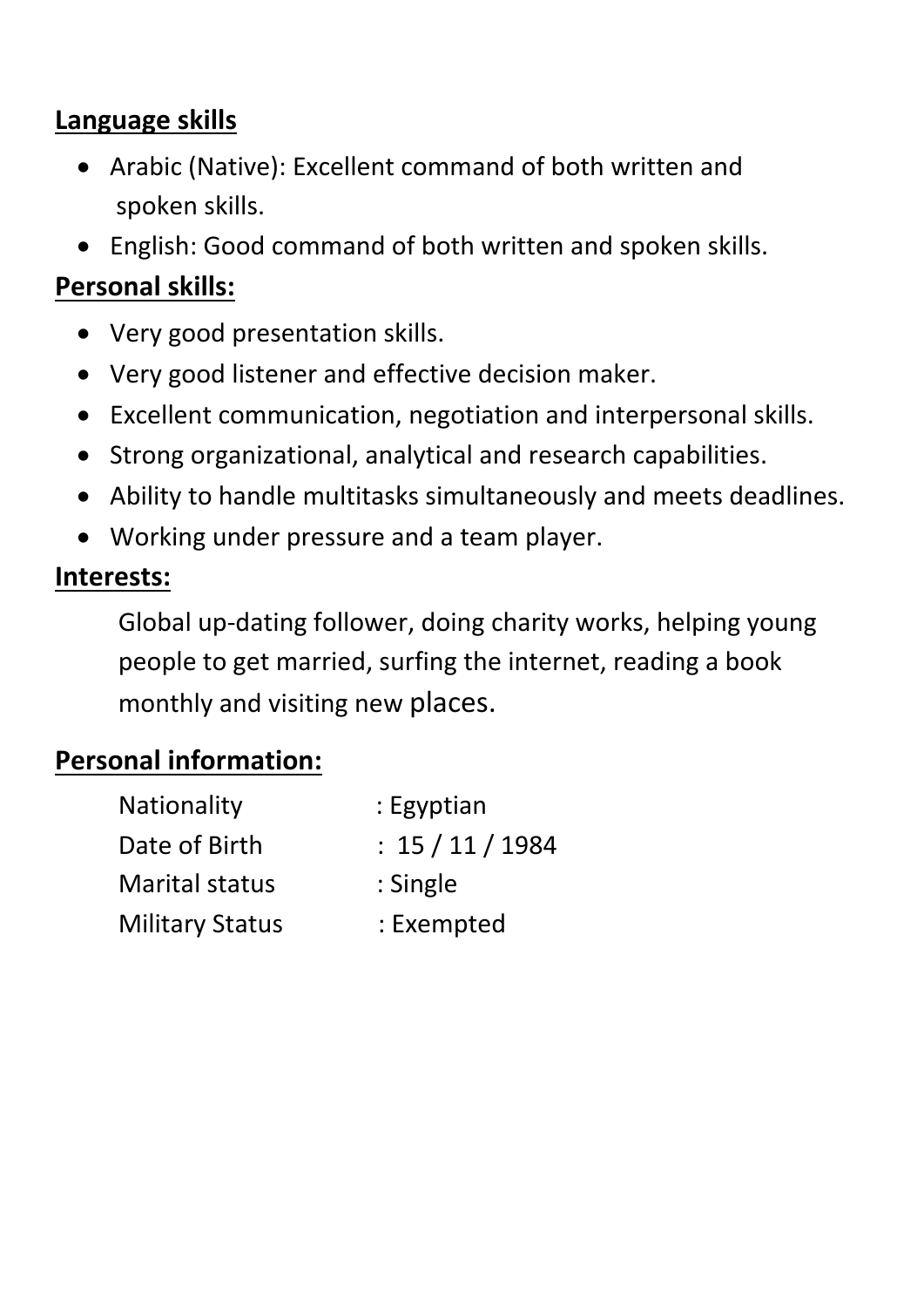**Language skills**

- Arabic (Native): Excellent command of both written and spoken skills.
- English: Good command of both written and spoken skills.

**Personal skills:**

- Very good presentation skills.
- Very good listener and effective decision maker.
- Excellent communication, negotiation and interpersonal skills.
- Strong organizational, analytical and research capabilities.
- Ability to handle multitasks simultaneously and meets deadlines.
- Working under pressure and a team player.

**Interests:**

Global up-dating follower, doing charity works, helping young people to get married, surfing the internet, reading a book monthly and visiting new places.

**Personal information:**

| | |
|---|---|
| Nationality | : Egyptian |
| Date of Birth | : 15 / 11 / 1984 |
| Marital status | : Single |
| Military Status | : Exempted |